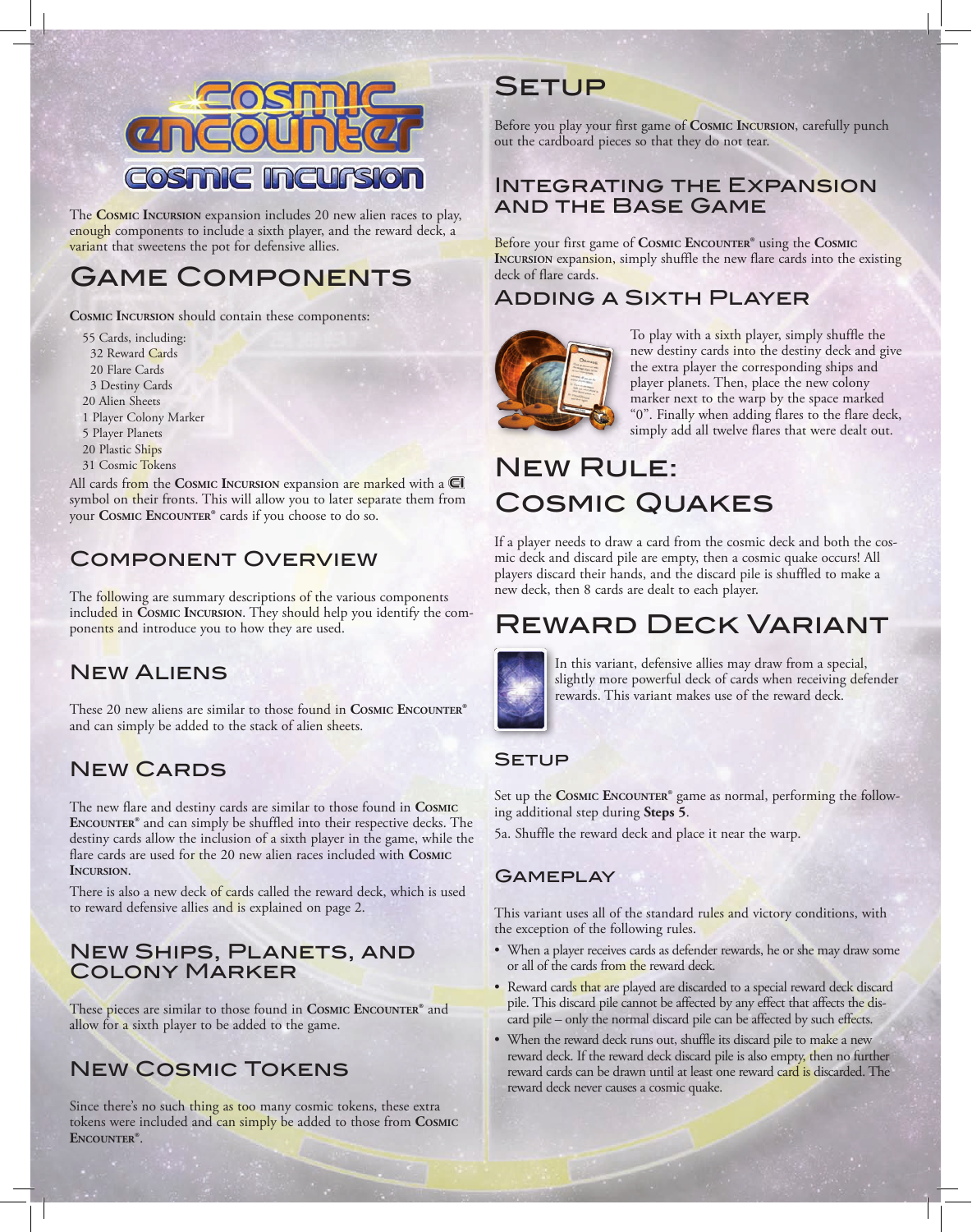# Cosmic Encounter: Cosmic Incursion

The **Cosmic Incursion** expansion includes 20 new alien races to play, enough components to include a sixth player, and the reward deck, a variant that sweetens the pot for defensive allies.

# Game Components

**Cosmic Incursion** should contain these components:

- 55 Cards, including:
  - 32 Reward Cards
  - 20 Flare Cards
  - 3 Destiny Cards
- 20 Alien Sheets
- 1 Player Colony Marker
- 5 Player Planets
- 20 Plastic Ships
- 31 Cosmic Tokens

All cards from the **Cosmic Incursion** expansion are marked with a CI symbol on their fronts. This will allow you to later separate them from your **Cosmic Encounter®** cards if you choose to do so.

## Component Overview

The following are summary descriptions of the various components included in **Cosmic Incursion**. They should help you identify the components and introduce you to how they are used.

## New Aliens

These 20 new aliens are similar to those found in **Cosmic Encounter®** and can simply be added to the stack of alien sheets.

## New Cards

The new flare and destiny cards are similar to those found in **Cosmic Encounter®** and can simply be shuffled into their respective decks. The destiny cards allow the inclusion of a sixth player in the game, while the flare cards are used for the 20 new alien races included with **Cosmic Incursion**.

There is also a new deck of cards called the reward deck, which is used to reward defensive allies and is explained on page 2.

## New Ships, Planets, and Colony Marker

These pieces are similar to those found in **Cosmic Encounter®** and allow for a sixth player to be added to the game.

## New Cosmic Tokens

Since there's no such thing as too many cosmic tokens, these extra tokens were included and can simply be added to those from **Cosmic Encounter®**.

# Setup

Before you play your first game of **Cosmic Incursion**, carefully punch out the cardboard pieces so that they do not tear.

## Integrating the Expansion and the Base Game

Before your first game of **Cosmic Encounter®** using the **Cosmic Incursion** expansion, simply shuffle the new flare cards into the existing deck of flare cards.

## Adding a Sixth Player

To play with a sixth player, simply shuffle the new destiny cards into the destiny deck and give the extra player the corresponding ships and player planets. Then, place the new colony marker next to the warp by the space marked "0". Finally when adding flares to the flare deck, simply add all twelve flares that were dealt out.

# New Rule: Cosmic Quakes

If a player needs to draw a card from the cosmic deck and both the cosmic deck and discard pile are empty, then a cosmic quake occurs! All players discard their hands, and the discard pile is shuffled to make a new deck, then 8 cards are dealt to each player.

# Reward Deck Variant

In this variant, defensive allies may draw from a special, slightly more powerful deck of cards when receiving defender rewards. This variant makes use of the reward deck.

### Setup

Set up the **Cosmic Encounter®** game as normal, performing the following additional step during **Steps 5**.

5a. Shuffle the reward deck and place it near the warp.

### Gameplay

This variant uses all of the standard rules and victory conditions, with the exception of the following rules.

- When a player receives cards as defender rewards, he or she may draw some or all of the cards from the reward deck.
- Reward cards that are played are discarded to a special reward deck discard pile. This discard pile cannot be affected by any effect that affects the discard pile – only the normal discard pile can be affected by such effects.
- When the reward deck runs out, shuffle its discard pile to make a new reward deck. If the reward deck discard pile is also empty, then no further reward cards can be drawn until at least one reward card is discarded. The reward deck never causes a cosmic quake.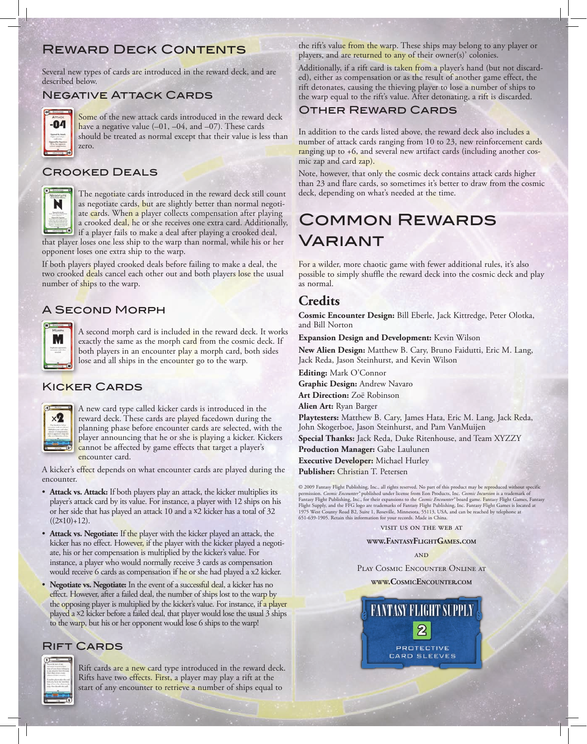## Reward Deck Contents

Several new types of cards are introduced in the reward deck, and are described below.

### Negative Attack Cards

Some of the new attack cards introduced in the reward deck have a negative value (–01, –04, and –07). These cards should be treated as normal except that their value is less than zero.

### Crooked Deals

The negotiate cards introduced in the reward deck still count as negotiate cards, but are slightly better than normal negotiate cards. When a player collects compensation after playing a crooked deal, he or she receives one extra card. Additionally, if a player fails to make a deal after playing a crooked deal, that player loses one less ship to the warp than normal, while his or her opponent loses one extra ship to the warp.

If both players played crooked deals before failing to make a deal, the two crooked deals cancel each other out and both players lose the usual number of ships to the warp.

### A Second Morph

A second morph card is included in the reward deck. It works exactly the same as the morph card from the cosmic deck. If both players in an encounter play a morph card, both sides lose and all ships in the encounter go to the warp.

### Kicker Cards

A new card type called kicker cards is introduced in the reward deck. These cards are played facedown during the planning phase before encounter cards are selected, with the player announcing that he or she is playing a kicker. Kickers cannot be affected by game effects that target a player's encounter card.

A kicker's effect depends on what encounter cards are played during the encounter.

- **Attack vs. Attack:** If both players play an attack, the kicker multiplies its player's attack card by its value. For instance, a player with 12 ships on his or her side that has played an attack 10 and a x2 kicker has a total of 32 ((2x10)+12).
- **Attack vs. Negotiate:** If the player with the kicker played an attack, the kicker has no effect. However, if the player with the kicker played a negotiate, his or her compensation is multiplied by the kicker's value. For instance, a player who would normally receive 3 cards as compensation would receive 6 cards as compensation if he or she had played a x2 kicker.
- **Negotiate vs. Negotiate:** In the event of a successful deal, a kicker has no effect. However, after a failed deal, the number of ships lost to the warp by the opposing player is multiplied by the kicker's value. For instance, if a player played a x2 kicker before a failed deal, that player would lose the usual 3 ships to the warp, but his or her opponent would lose 6 ships to the warp!

### Rift Cards

Rift cards are a new card type introduced in the reward deck. Rifts have two effects. First, a player may play a rift at the start of any encounter to retrieve a number of ships equal to the rift's value from the warp. These ships may belong to any player or players, and are returned to any of their owner(s)' colonies.

Additionally, if a rift card is taken from a player's hand (but not discarded), either as compensation or as the result of another game effect, the rift detonates, causing the thieving player to lose a number of ships to the warp equal to the rift's value. After detonating, a rift is discarded.

### Other Reward Cards

In addition to the cards listed above, the reward deck also includes a number of attack cards ranging from 10 to 23, new reinforcement cards ranging up to +6, and several new artifact cards (including another cosmic zap and card zap).

Note, however, that only the cosmic deck contains attack cards higher than 23 and flare cards, so sometimes it's better to draw from the cosmic deck, depending on what's needed at the time.

## Common Rewards Variant

For a wilder, more chaotic game with fewer additional rules, it's also possible to simply shuffle the reward deck into the cosmic deck and play as normal.

## Credits

**Cosmic Encounter Design:** Bill Eberle, Jack Kittredge, Peter Olotka, and Bill Norton

**Expansion Design and Development:** Kevin Wilson

**New Alien Design:** Matthew B. Cary, Bruno Faidutti, Eric M. Lang, Jack Reda, Jason Steinhurst, and Kevin Wilson

**Editing:** Mark O'Connor

**Graphic Design:** Andrew Navaro

**Art Direction:** Zoë Robinson

**Alien Art:** Ryan Barger

**Playtesters:** Matthew B. Cary, James Hata, Eric M. Lang, Jack Reda, John Skogerboe, Jason Steinhurst, and Pam VanMuijen

**Special Thanks:** Jack Reda, Duke Ritenhouse, and Team XYZZY

**Production Manager:** Gabe Laulunen

**Executive Developer:** Michael Hurley

**Publisher:** Christian T. Petersen

© 2009 Fantasy Flight Publishing, Inc., all rights reserved. No part of this product may be reproduced without specific permission. *Cosmic Encounter®* published under license from Eon Products, Inc. *Cosmic Incursion* is a trademark of Fantasy Flight Publishing, Inc., for their expansions to the *Cosmic Encounter®* board game. Fantasy Flight Games, Fantasy Flight Supply, and the FFG logo are trademarks of Fantasy Flight Publishing, Inc. Fantasy Flight Games is located at 1975 West County Road B2, Suite 1, Roseville, Minnesota, 55113, USA, and can be reached by telephone at 651-639-1905. Retain this information for your records. Made in China.

VISIT US ON THE WEB AT

**WWW.FANTASYFLIGHTGAMES.COM**

AND

PLAY COSMIC ENCOUNTER ONLINE AT

**WWW.COSMICENCOUNTER.COM**

FANTASY FLIGHT SUPPLY
2
PROTECTIVE CARD SLEEVES